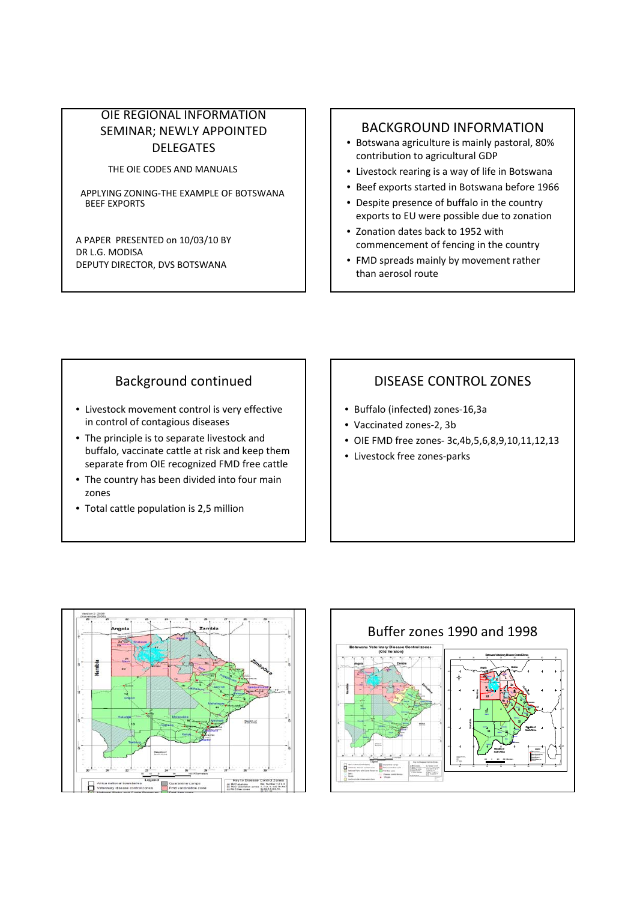# OIE REGIONAL INFORMATION SEMINAR; NEWLY APPOINTED DELEGATES

THE OIE CODES AND MANUALS

APPLYING ZONING-THE EXAMPLE OF BOTSWANA BEEF EXPORTS

A PAPER PRESENTED on 10/03/10 BY
DR L.G. MODISA
DEPUTY DIRECTOR, DVS BOTSWANA

## BACKGROUND INFORMATION

- Botswana agriculture is mainly pastoral, 80% contribution to agricultural GDP
- Livestock rearing is a way of life in Botswana
- Beef exports started in Botswana before 1966
- Despite presence of buffalo in the country exports to EU were possible due to zonation
- Zonation dates back to 1952 with commencement of fencing in the country
- FMD spreads mainly by movement rather than aerosol route

## Background continued

- Livestock movement control is very effective in control of contagious diseases
- The principle is to separate livestock and buffalo, vaccinate cattle at risk and keep them separate from OIE recognized FMD free cattle
- The country has been divided into four main zones
- Total cattle population is 2,5 million

## DISEASE CONTROL ZONES

- Buffalo (infected) zones-16,3a
- Vaccinated zones-2, 3b
- OIE FMD free zones- 3c,4b,5,6,8,9,10,11,12,13
- Livestock free zones-parks

## Buffer zones 1990 and 1998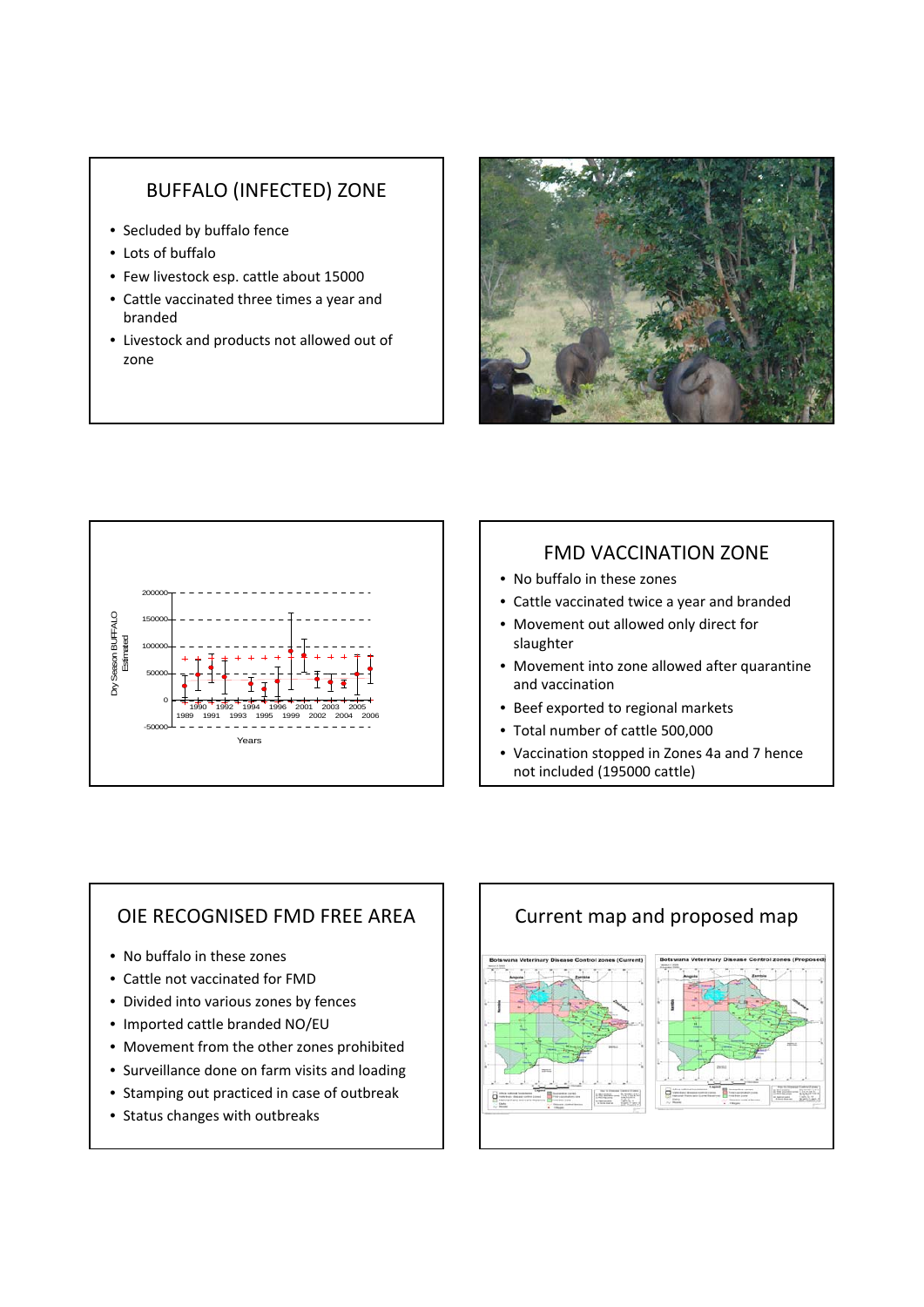## BUFFALO (INFECTED) ZONE

- Secluded by buffalo fence
- Lots of buffalo
- Few livestock esp. cattle about 15000
- Cattle vaccinated three times a year and branded
- Livestock and products not allowed out of zone

## FMD VACCINATION ZONE

- No buffalo in these zones
- Cattle vaccinated twice a year and branded
- Movement out allowed only direct for slaughter
- Movement into zone allowed after quarantine and vaccination
- Beef exported to regional markets
- Total number of cattle 500,000
- Vaccination stopped in Zones 4a and 7 hence not included (195000 cattle)

## OIE RECOGNISED FMD FREE AREA

- No buffalo in these zones
- Cattle not vaccinated for FMD
- Divided into various zones by fences
- Imported cattle branded NO/EU
- Movement from the other zones prohibited
- Surveillance done on farm visits and loading
- Stamping out practiced in case of outbreak
- Status changes with outbreaks

## Current map and proposed map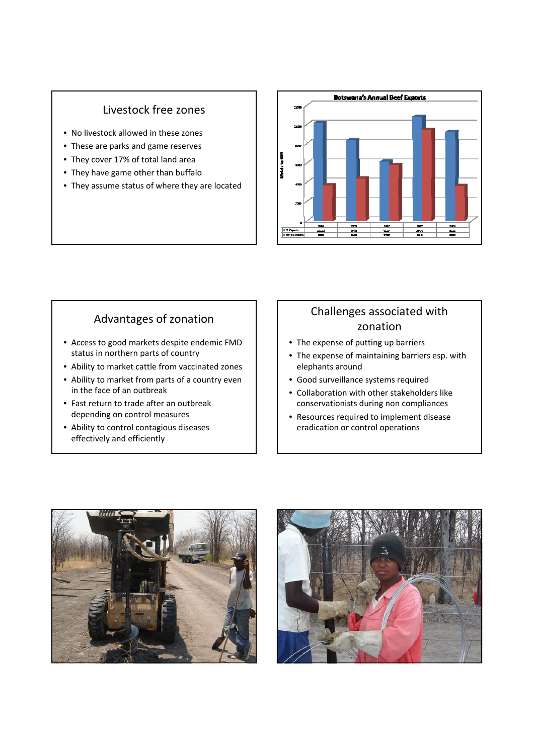## Livestock free zones

- No livestock allowed in these zones
- These are parks and game reserves
- They cover 17% of total land area
- They have game other than buffalo
- They assume status of where they are located

## Botswana's Annual Beef Exports

## Advantages of zonation

- Access to good markets despite endemic FMD status in northern parts of country
- Ability to market cattle from vaccinated zones
- Ability to market from parts of a country even in the face of an outbreak
- Fast return to trade after an outbreak depending on control measures
- Ability to control contagious diseases effectively and efficiently

## Challenges associated with zonation

- The expense of putting up barriers
- The expense of maintaining barriers esp. with elephants around
- Good surveillance systems required
- Collaboration with other stakeholders like conservationists during non compliances
- Resources required to implement disease eradication or control operations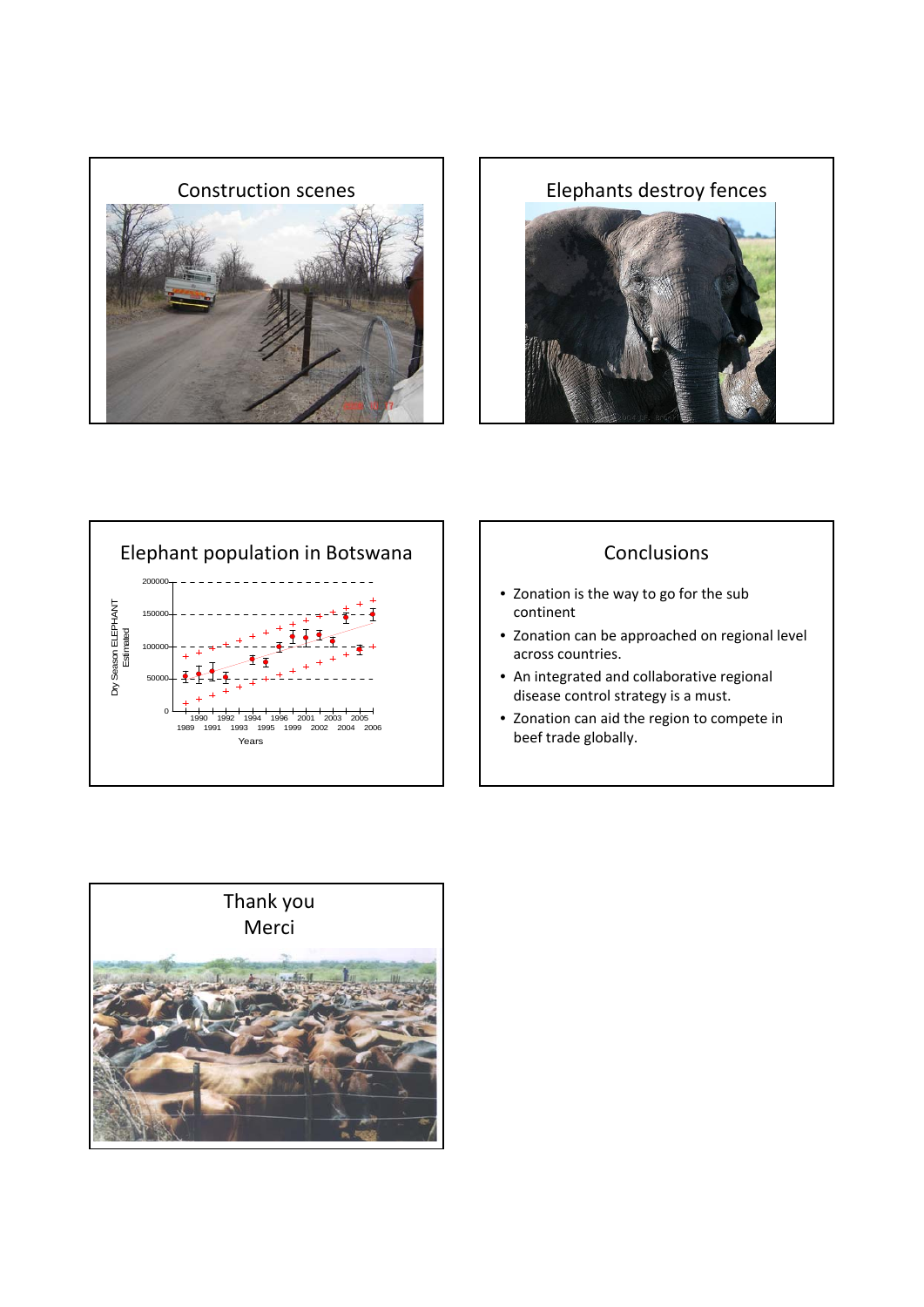## Construction scenes

## Elephants destroy fences

## Elephant population in Botswana

200000
150000
100000
50000
0

Dry Season ELEPHANT Estimated

1990 1992 1994 1996 2001 2003 2005
1989 1991 1993 1995 1999 2002 2004 2006

Years

## Conclusions

- Zonation is the way to go for the sub continent
- Zonation can be approached on regional level across countries.
- An integrated and collaborative regional disease control strategy is a must.
- Zonation can aid the region to compete in beef trade globally.

## Thank you
## Merci